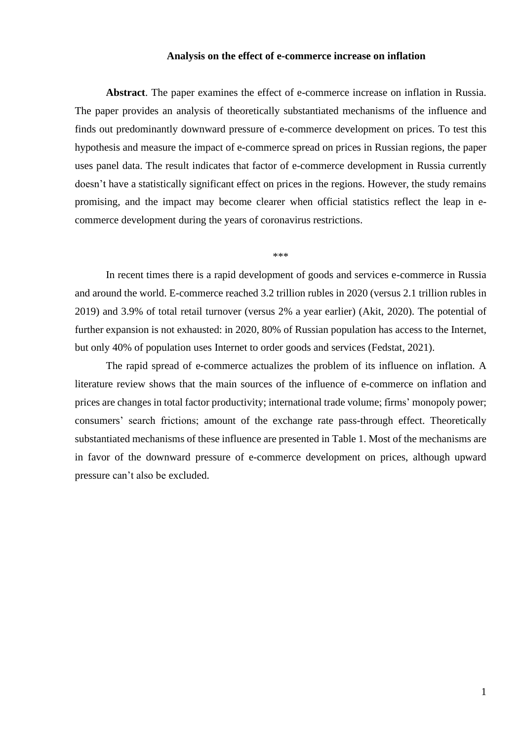# Analysis on the effect of e-commerce increase on inflation

**Abstract**. The paper examines the effect of e-commerce increase on inflation in Russia. The paper provides an analysis of theoretically substantiated mechanisms of the influence and finds out predominantly downward pressure of e-commerce development on prices. To test this hypothesis and measure the impact of e-commerce spread on prices in Russian regions, the paper uses panel data. The result indicates that factor of e-commerce development in Russia currently doesn't have a statistically significant effect on prices in the regions. However, the study remains promising, and the impact may become clearer when official statistics reflect the leap in e-commerce development during the years of coronavirus restrictions.

***

In recent times there is a rapid development of goods and services e-commerce in Russia and around the world. E-commerce reached 3.2 trillion rubles in 2020 (versus 2.1 trillion rubles in 2019) and 3.9% of total retail turnover (versus 2% a year earlier) (Akit, 2020). The potential of further expansion is not exhausted: in 2020, 80% of Russian population has access to the Internet, but only 40% of population uses Internet to order goods and services (Fedstat, 2021).

The rapid spread of e-commerce actualizes the problem of its influence on inflation. A literature review shows that the main sources of the influence of e-commerce on inflation and prices are changes in total factor productivity; international trade volume; firms' monopoly power; consumers' search frictions; amount of the exchange rate pass-through effect. Theoretically substantiated mechanisms of these influence are presented in Table 1. Most of the mechanisms are in favor of the downward pressure of e-commerce development on prices, although upward pressure can't also be excluded.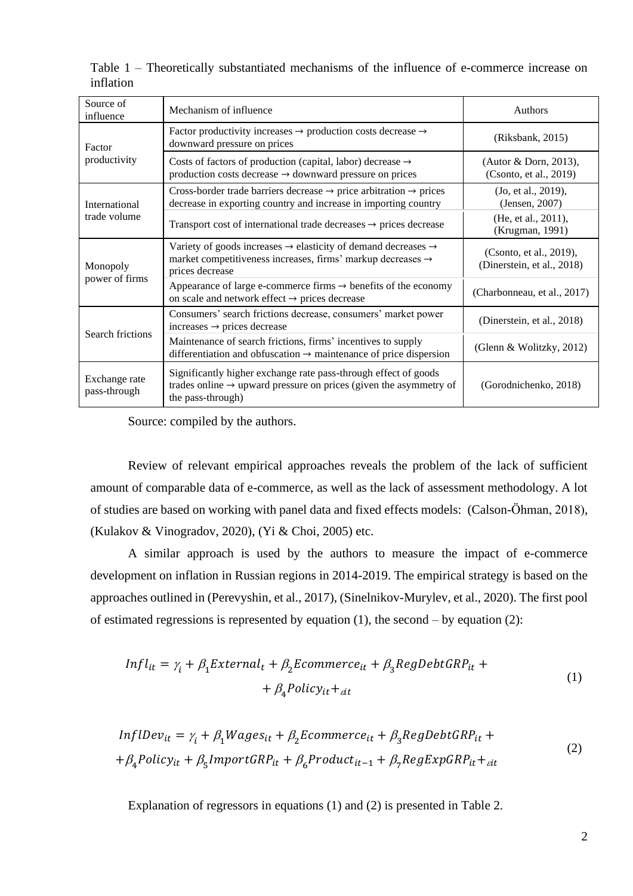Table 1 – Theoretically substantiated mechanisms of the influence of e-commerce increase on inflation

| Source of influence | Mechanism of influence | Authors |
| --- | --- | --- |
| Factor productivity | Factor productivity increases → production costs decrease → downward pressure on prices | (Riksbank, 2015) |
| | Costs of factors of production (capital, labor) decrease → production costs decrease → downward pressure on prices | (Autor & Dorn, 2013), (Csonto, et al., 2019) |
| International trade volume | Cross-border trade barriers decrease → price arbitration → prices decrease in exporting country and increase in importing country | (Jo, et al., 2019), (Jensen, 2007) |
| | Transport cost of international trade decreases → prices decrease | (He, et al., 2011), (Krugman, 1991) |
| Monopoly power of firms | Variety of goods increases → elasticity of demand decreases → market competitiveness increases, firms' markup decreases → prices decrease | (Csonto, et al., 2019), (Dinerstein, et al., 2018) |
| | Appearance of large e-commerce firms → benefits of the economy on scale and network effect → prices decrease | (Charbonneau, et al., 2017) |
| Search frictions | Consumers' search frictions decrease, consumers' market power increases → prices decrease | (Dinerstein, et al., 2018) |
| | Maintenance of search frictions, firms' incentives to supply differentiation and obfuscation → maintenance of price dispersion | (Glenn & Wolitzky, 2012) |
| Exchange rate pass-through | Significantly higher exchange rate pass-through effect of goods trades online → upward pressure on prices (given the asymmetry of the pass-through) | (Gorodnichenko, 2018) |

Source: compiled by the authors.

Review of relevant empirical approaches reveals the problem of the lack of sufficient amount of comparable data of e-commerce, as well as the lack of assessment methodology. A lot of studies are based on working with panel data and fixed effects models: (Calson-Öhman, 2018), (Kulakov & Vinogradov, 2020), (Yi & Choi, 2005) etc.

A similar approach is used by the authors to measure the impact of e-commerce development on inflation in Russian regions in 2014-2019. The empirical strategy is based on the approaches outlined in (Perevyshin, et al., 2017), (Sinelnikov-Murylev, et al., 2020). The first pool of estimated regressions is represented by equation (1), the second – by equation (2):

$$Infl_{it} = \gamma_i + \beta_1 External_t + \beta_2 Ecommerce_{it} + \beta_3 RegDebtGRP_{it} + \beta_4 Policy_{it} + \varepsilon_{it} \tag{1}$$

$$InflDev_{it} = \gamma_i + \beta_1 Wages_{it} + \beta_2 Ecommerce_{it} + \beta_3 RegDebtGRP_{it} + \beta_4 Policy_{it} + \beta_5 ImportGRP_{it} + \beta_6 Product_{it-1} + \beta_7 RegExpGRP_{it} + \varepsilon_{it} \tag{2}$$

Explanation of regressors in equations (1) and (2) is presented in Table 2.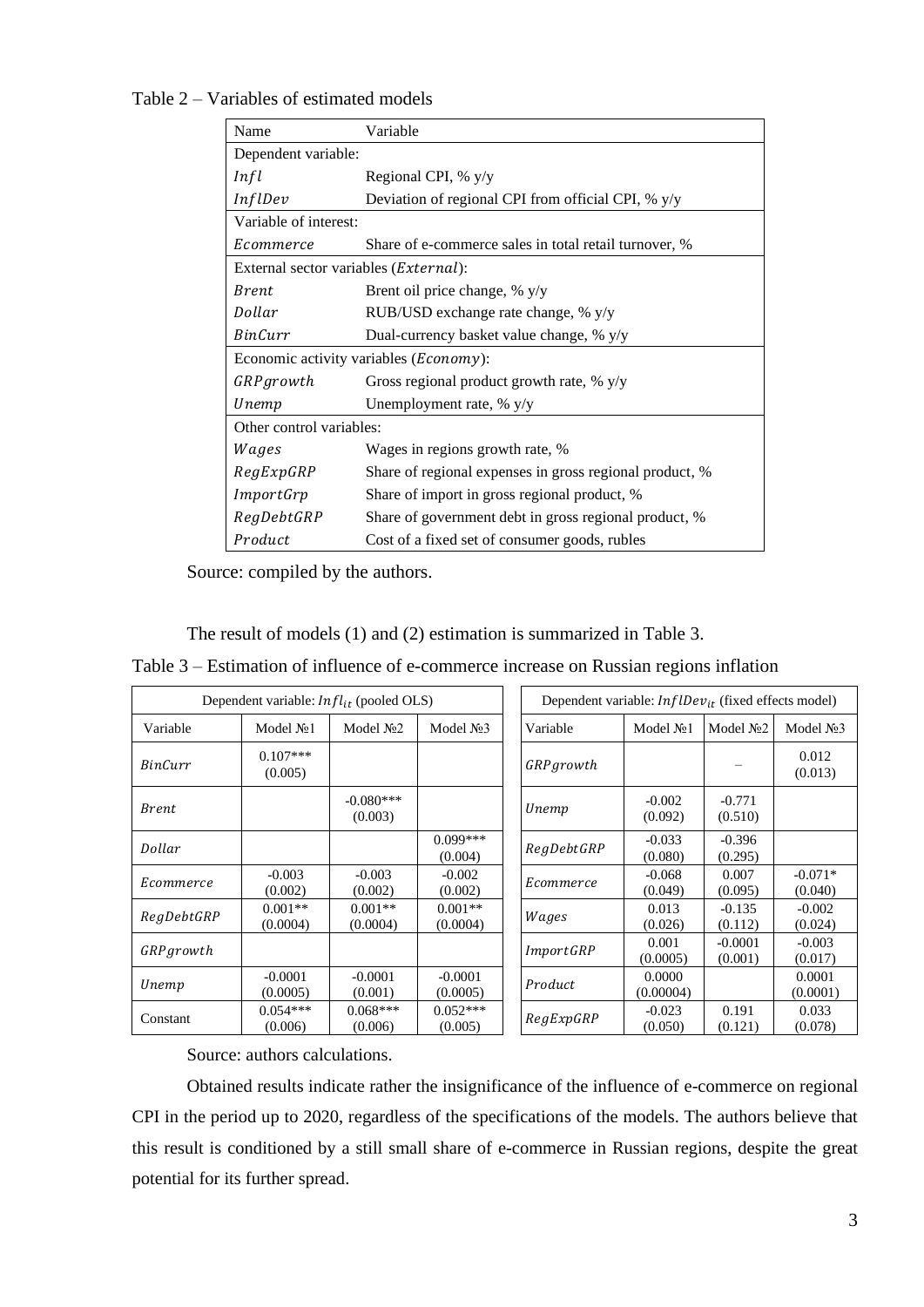Table 2 – Variables of estimated models

| Name | Variable |
|---|---|
| Dependent variable: | |
| $Infl$ | Regional CPI, % y/y |
| $InflDev$ | Deviation of regional CPI from official CPI, % y/y |
| Variable of interest: | |
| $Ecommerce$ | Share of e-commerce sales in total retail turnover, % |
| External sector variables ($External$): | |
| $Brent$ | Brent oil price change, % y/y |
| $Dollar$ | RUB/USD exchange rate change, % y/y |
| $BinCurr$ | Dual-currency basket value change, % y/y |
| Economic activity variables ($Economy$): | |
| $GRPgrowth$ | Gross regional product growth rate, % y/y |
| $Unemp$ | Unemployment rate, % y/y |
| Other control variables: | |
| $Wages$ | Wages in regions growth rate, % |
| $RegExpGRP$ | Share of regional expenses in gross regional product, % |
| $ImportGrp$ | Share of import in gross regional product, % |
| $RegDebtGRP$ | Share of government debt in gross regional product, % |
| $Product$ | Cost of a fixed set of consumer goods, rubles |

Source: compiled by the authors.

The result of models (1) and (2) estimation is summarized in Table 3.

Table 3 – Estimation of influence of e-commerce increase on Russian regions inflation

| Dependent variable: $Infl_{it}$ (pooled OLS) | | | |
|---|---|---|---|
| Variable | Model №1 | Model №2 | Model №3 |
| $BinCurr$ | 0.107*** (0.005) | | |
| $Brent$ | | -0.080*** (0.003) | |
| $Dollar$ | | | 0.099*** (0.004) |
| $Ecommerce$ | -0.003 (0.002) | -0.003 (0.002) | -0.002 (0.002) |
| $RegDebtGRP$ | 0.001** (0.0004) | 0.001** (0.0004) | 0.001** (0.0004) |
| $GRPgrowth$ | | | |
| $Unemp$ | -0.0001 (0.0005) | -0.0001 (0.001) | -0.0001 (0.0005) |
| Constant | 0.054*** (0.006) | 0.068*** (0.006) | 0.052*** (0.005) |

| Dependent variable: $InflDev_{it}$ (fixed effects model) | | | |
|---|---|---|---|
| Variable | Model №1 | Model №2 | Model №3 |
| $GRPgrowth$ | | – | 0.012 (0.013) |
| $Unemp$ | -0.002 (0.092) | -0.771 (0.510) | |
| $RegDebtGRP$ | -0.033 (0.080) | -0.396 (0.295) | |
| $Ecommerce$ | -0.068 (0.049) | 0.007 (0.095) | -0.071* (0.040) |
| $Wages$ | 0.013 (0.026) | -0.135 (0.112) | -0.002 (0.024) |
| $ImportGRP$ | 0.001 (0.0005) | -0.0001 (0.001) | -0.003 (0.017) |
| $Product$ | 0.0000 (0.00004) | | 0.0001 (0.0001) |
| $RegExpGRP$ | -0.023 (0.050) | 0.191 (0.121) | 0.033 (0.078) |

Source: authors calculations.

Obtained results indicate rather the insignificance of the influence of e-commerce on regional CPI in the period up to 2020, regardless of the specifications of the models. The authors believe that this result is conditioned by a still small share of e-commerce in Russian regions, despite the great potential for its further spread.